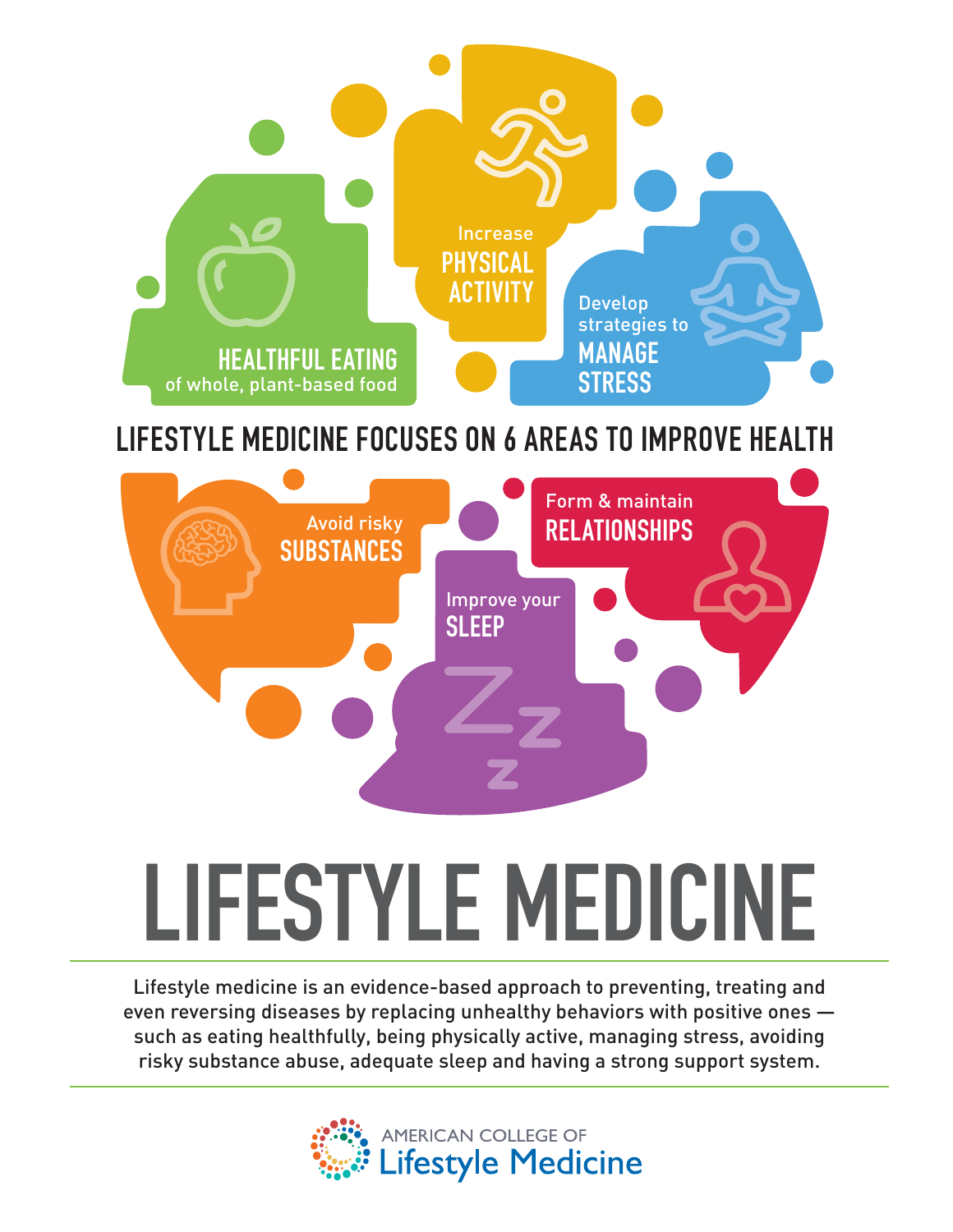HEALTHFUL EATING
of whole, plant-based food

Increase
PHYSICAL ACTIVITY

Develop strategies to
MANAGE STRESS

## LIFESTYLE MEDICINE FOCUSES ON 6 AREAS TO IMPROVE HEALTH

Avoid risky
SUBSTANCES

Improve your
SLEEP

Form & maintain
RELATIONSHIPS

# LIFESTYLE MEDICINE

Lifestyle medicine is an evidence-based approach to preventing, treating and even reversing diseases by replacing unhealthy behaviors with positive ones — such as eating healthfully, being physically active, managing stress, avoiding risky substance abuse, adequate sleep and having a strong support system.

AMERICAN COLLEGE OF
Lifestyle Medicine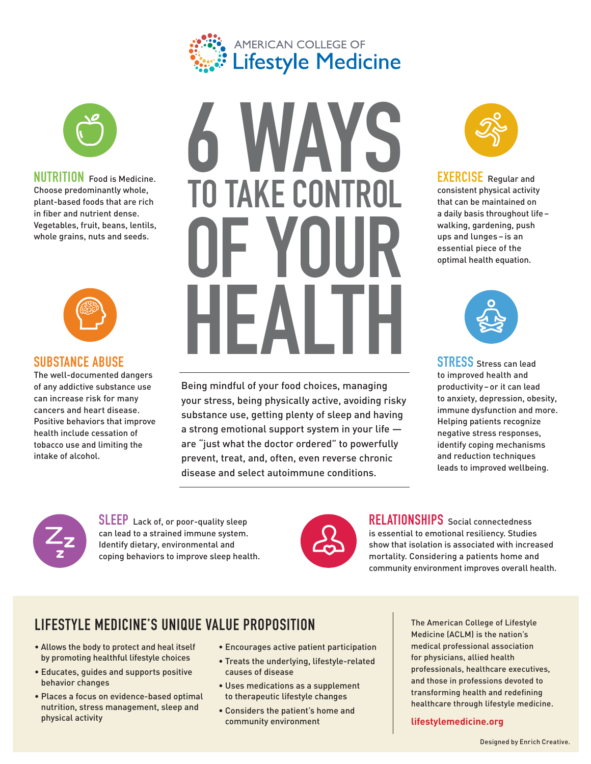AMERICAN COLLEGE OF **Lifestyle Medicine**

# 6 WAYS TO TAKE CONTROL OF YOUR HEALTH

Being mindful of your food choices, managing your stress, being physically active, avoiding risky substance use, getting plenty of sleep and having a strong emotional support system in your life — are "just what the doctor ordered" to powerfully prevent, treat, and, often, even reverse chronic disease and select autoimmune conditions.

**NUTRITION** Food is Medicine. Choose predominantly whole, plant-based foods that are rich in fiber and nutrient dense. Vegetables, fruit, beans, lentils, whole grains, nuts and seeds.

**SUBSTANCE ABUSE** The well-documented dangers of any addictive substance use can increase risk for many cancers and heart disease. Positive behaviors that improve health include cessation of tobacco use and limiting the intake of alcohol.

**EXERCISE** Regular and consistent physical activity that can be maintained on a daily basis throughout life – walking, gardening, push ups and lunges – is an essential piece of the optimal health equation.

**STRESS** Stress can lead to improved health and productivity – or it can lead to anxiety, depression, obesity, immune dysfunction and more. Helping patients recognize negative stress responses, identify coping mechanisms and reduction techniques leads to improved wellbeing.

**SLEEP** Lack of, or poor-quality sleep can lead to a strained immune system. Identify dietary, environmental and coping behaviors to improve sleep health.

**RELATIONSHIPS** Social connectedness is essential to emotional resiliency. Studies show that isolation is associated with increased mortality. Considering a patients home and community environment improves overall health.

## LIFESTYLE MEDICINE'S UNIQUE VALUE PROPOSITION

- Allows the body to protect and heal itself by promoting healthful lifestyle choices
- Educates, guides and supports positive behavior changes
- Places a focus on evidence-based optimal nutrition, stress management, sleep and physical activity
- Encourages active patient participation
- Treats the underlying, lifestyle-related causes of disease
- Uses medications as a supplement to therapeutic lifestyle changes
- Considers the patient's home and community environment

The American College of Lifestyle Medicine (ACLM) is the nation's medical professional association for physicians, allied health professionals, healthcare executives, and those in professions devoted to transforming health and redefining healthcare through lifestyle medicine.

**lifestylemedicine.org**

Designed by Enrich Creative.